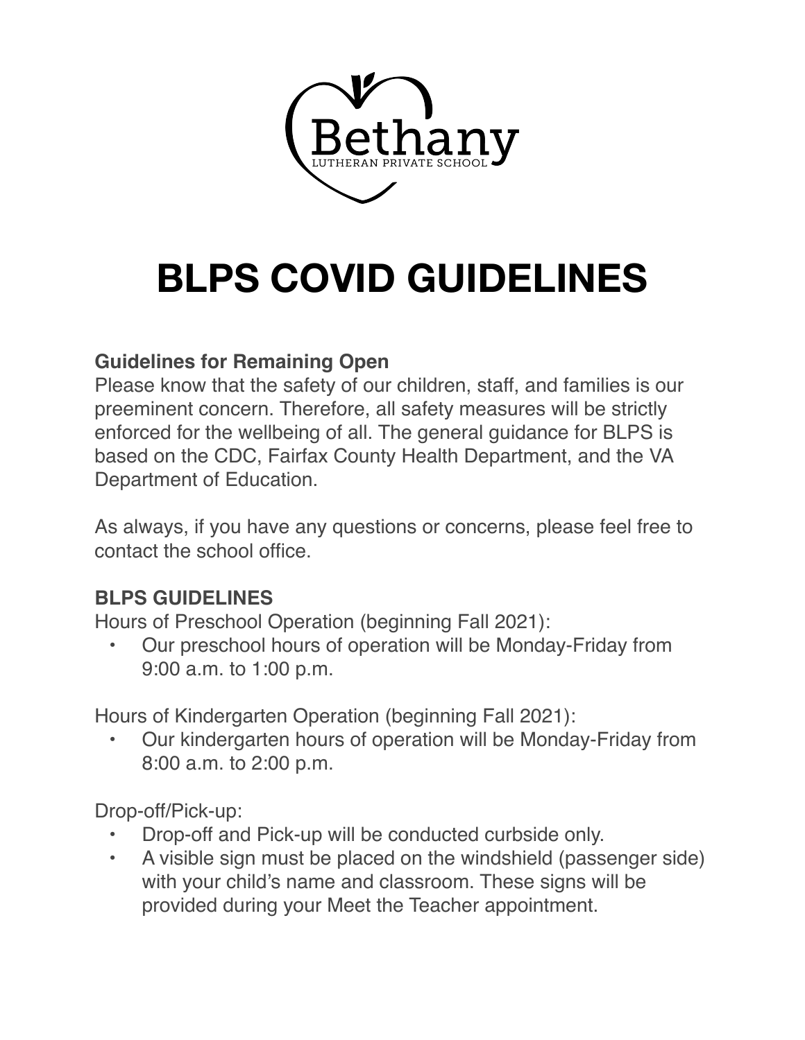Bethany

LUTHERAN PRIVATE SCHOOL

# BLPS COVID GUIDELINES

**Guidelines for Remaining Open**

Please know that the safety of our children, staff, and families is our preeminent concern. Therefore, all safety measures will be strictly enforced for the wellbeing of all. The general guidance for BLPS is based on the CDC, Fairfax County Health Department, and the VA Department of Education.

As always, if you have any questions or concerns, please feel free to contact the school office.

**BLPS GUIDELINES**

Hours of Preschool Operation (beginning Fall 2021):

- Our preschool hours of operation will be Monday-Friday from 9:00 a.m. to 1:00 p.m.

Hours of Kindergarten Operation (beginning Fall 2021):

- Our kindergarten hours of operation will be Monday-Friday from 8:00 a.m. to 2:00 p.m.

Drop-off/Pick-up:

- Drop-off and Pick-up will be conducted curbside only.
- A visible sign must be placed on the windshield (passenger side) with your child's name and classroom. These signs will be provided during your Meet the Teacher appointment.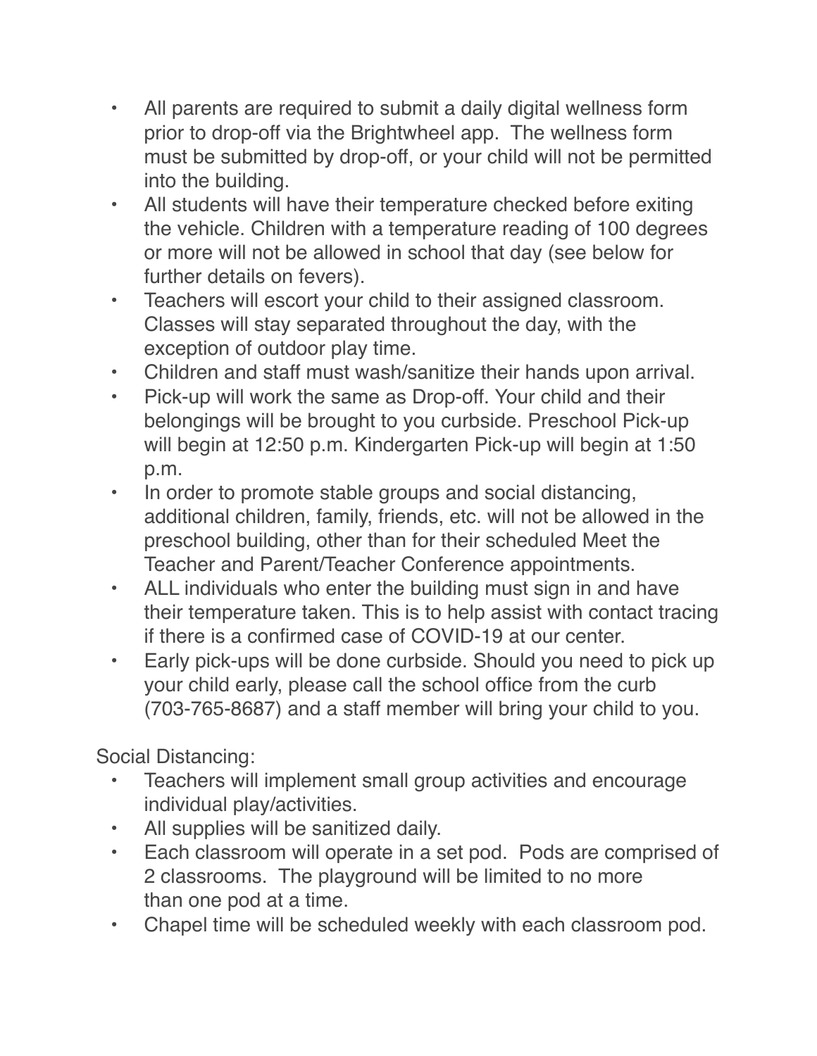- All parents are required to submit a daily digital wellness form prior to drop-off via the Brightwheel app. The wellness form must be submitted by drop-off, or your child will not be permitted into the building.
- All students will have their temperature checked before exiting the vehicle. Children with a temperature reading of 100 degrees or more will not be allowed in school that day (see below for further details on fevers).
- Teachers will escort your child to their assigned classroom. Classes will stay separated throughout the day, with the exception of outdoor play time.
- Children and staff must wash/sanitize their hands upon arrival.
- Pick-up will work the same as Drop-off. Your child and their belongings will be brought to you curbside. Preschool Pick-up will begin at 12:50 p.m. Kindergarten Pick-up will begin at 1:50 p.m.
- In order to promote stable groups and social distancing, additional children, family, friends, etc. will not be allowed in the preschool building, other than for their scheduled Meet the Teacher and Parent/Teacher Conference appointments.
- ALL individuals who enter the building must sign in and have their temperature taken. This is to help assist with contact tracing if there is a confirmed case of COVID-19 at our center.
- Early pick-ups will be done curbside. Should you need to pick up your child early, please call the school office from the curb (703-765-8687) and a staff member will bring your child to you.

Social Distancing:

- Teachers will implement small group activities and encourage individual play/activities.
- All supplies will be sanitized daily.
- Each classroom will operate in a set pod. Pods are comprised of 2 classrooms. The playground will be limited to no more than one pod at a time.
- Chapel time will be scheduled weekly with each classroom pod.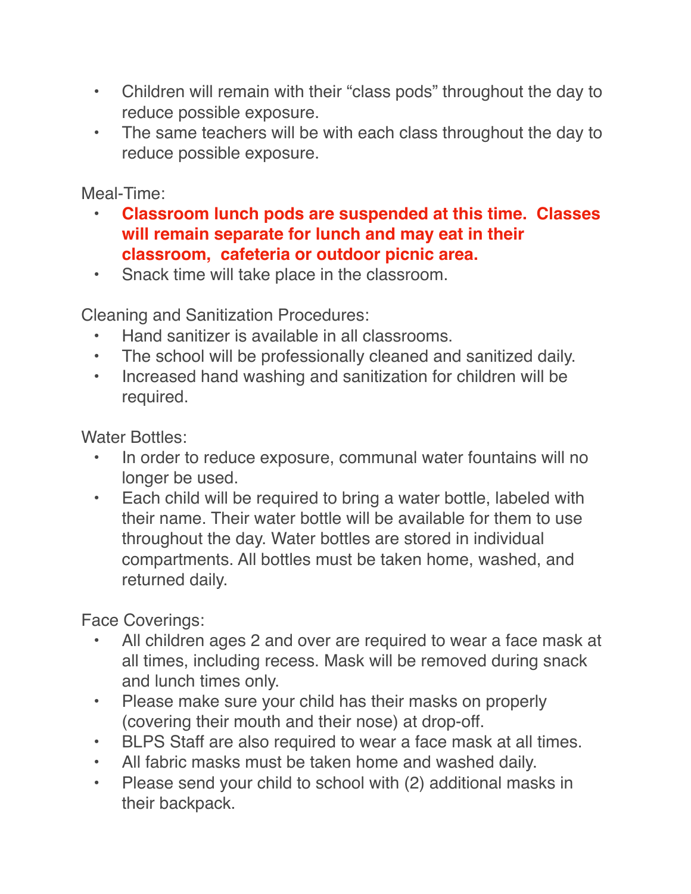- Children will remain with their "class pods" throughout the day to reduce possible exposure.
- The same teachers will be with each class throughout the day to reduce possible exposure.

Meal-Time:

- **Classroom lunch pods are suspended at this time. Classes will remain separate for lunch and may eat in their classroom, cafeteria or outdoor picnic area.**
- Snack time will take place in the classroom.

Cleaning and Sanitization Procedures:

- Hand sanitizer is available in all classrooms.
- The school will be professionally cleaned and sanitized daily.
- Increased hand washing and sanitization for children will be required.

Water Bottles:

- In order to reduce exposure, communal water fountains will no longer be used.
- Each child will be required to bring a water bottle, labeled with their name. Their water bottle will be available for them to use throughout the day. Water bottles are stored in individual compartments. All bottles must be taken home, washed, and returned daily.

Face Coverings:

- All children ages 2 and over are required to wear a face mask at all times, including recess. Mask will be removed during snack and lunch times only.
- Please make sure your child has their masks on properly (covering their mouth and their nose) at drop-off.
- BLPS Staff are also required to wear a face mask at all times.
- All fabric masks must be taken home and washed daily.
- Please send your child to school with (2) additional masks in their backpack.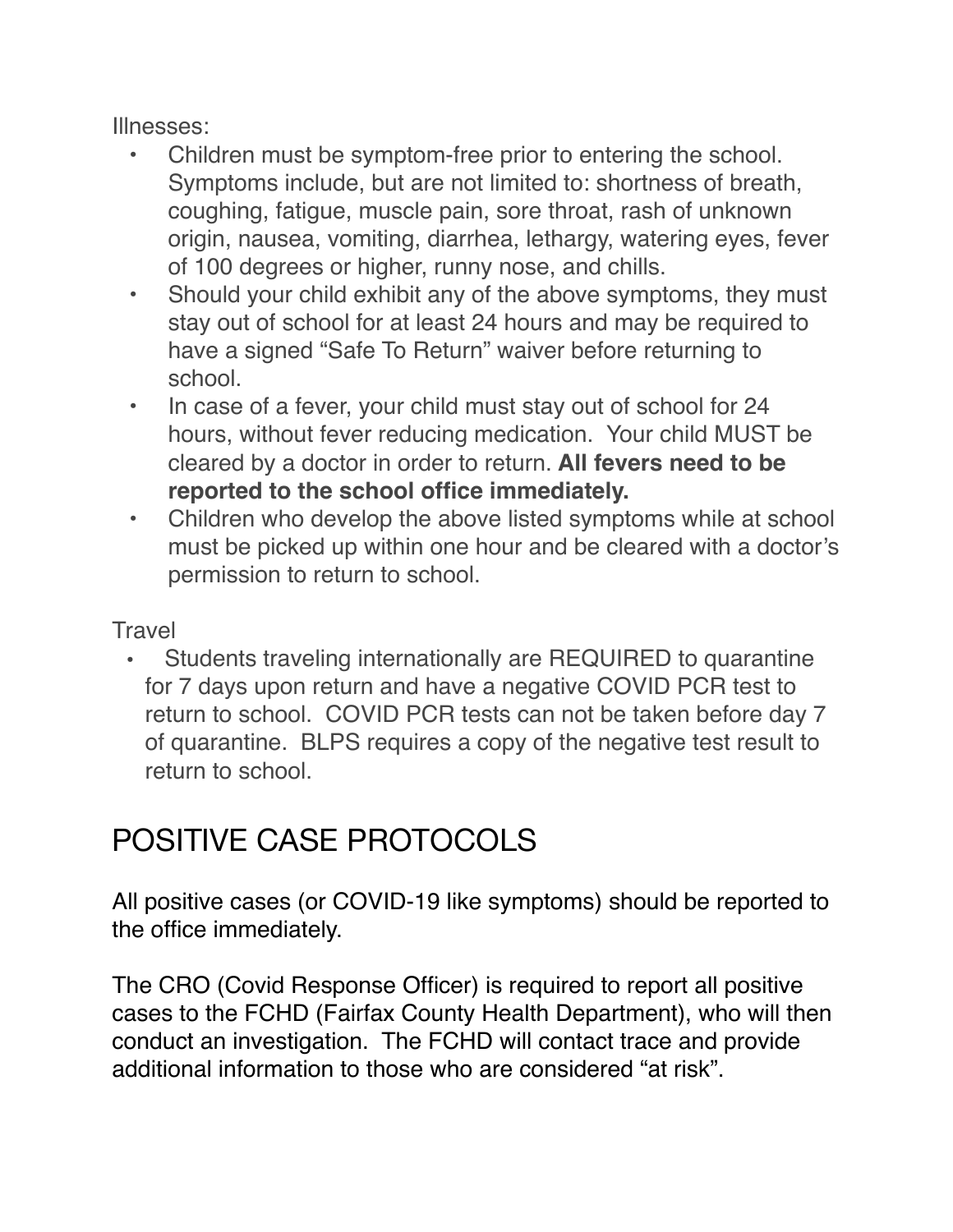Illnesses:

- Children must be symptom-free prior to entering the school. Symptoms include, but are not limited to: shortness of breath, coughing, fatigue, muscle pain, sore throat, rash of unknown origin, nausea, vomiting, diarrhea, lethargy, watering eyes, fever of 100 degrees or higher, runny nose, and chills.
- Should your child exhibit any of the above symptoms, they must stay out of school for at least 24 hours and may be required to have a signed "Safe To Return" waiver before returning to school.
- In case of a fever, your child must stay out of school for 24 hours, without fever reducing medication. Your child MUST be cleared by a doctor in order to return. **All fevers need to be reported to the school office immediately.**
- Children who develop the above listed symptoms while at school must be picked up within one hour and be cleared with a doctor's permission to return to school.

Travel

- Students traveling internationally are REQUIRED to quarantine for 7 days upon return and have a negative COVID PCR test to return to school. COVID PCR tests can not be taken before day 7 of quarantine. BLPS requires a copy of the negative test result to return to school.

# POSITIVE CASE PROTOCOLS

All positive cases (or COVID-19 like symptoms) should be reported to the office immediately.

The CRO (Covid Response Officer) is required to report all positive cases to the FCHD (Fairfax County Health Department), who will then conduct an investigation. The FCHD will contact trace and provide additional information to those who are considered "at risk".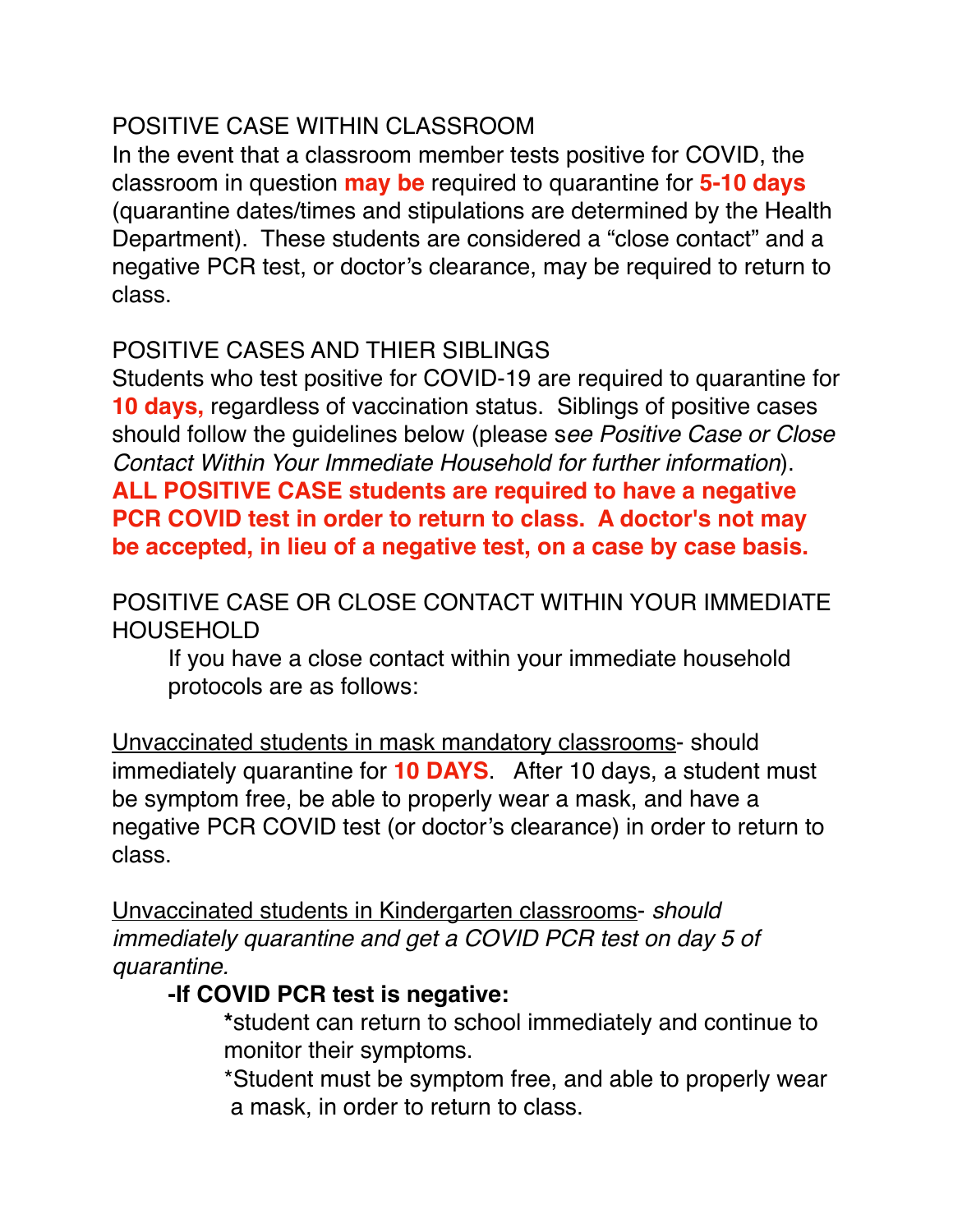## POSITIVE CASE WITHIN CLASSROOM

In the event that a classroom member tests positive for COVID, the classroom in question **may be** required to quarantine for **5-10 days** (quarantine dates/times and stipulations are determined by the Health Department). These students are considered a "close contact" and a negative PCR test, or doctor's clearance, may be required to return to class.

## POSITIVE CASES AND THIER SIBLINGS

Students who test positive for COVID-19 are required to quarantine for **10 days,** regardless of vaccination status. Siblings of positive cases should follow the guidelines below (please s*ee Positive Case or Close Contact Within Your Immediate Household for further information*).
**ALL POSITIVE CASE students are required to have a negative PCR COVID test in order to return to class. A doctor's not may be accepted, in lieu of a negative test, on a case by case basis.**

## POSITIVE CASE OR CLOSE CONTACT WITHIN YOUR IMMEDIATE HOUSEHOLD

If you have a close contact within your immediate household protocols are as follows:

<u>Unvaccinated students in mask mandatory classrooms</u>- should immediately quarantine for **10 DAYS**. After 10 days, a student must be symptom free, be able to properly wear a mask, and have a negative PCR COVID test (or doctor's clearance) in order to return to class.

<u>Unvaccinated students in Kindergarten classrooms</u>- *should immediately quarantine and get a COVID PCR test on day 5 of quarantine.*

**-If COVID PCR test is negative:**

- **\***student can return to school immediately and continue to monitor their symptoms.
- \*Student must be symptom free, and able to properly wear a mask, in order to return to class.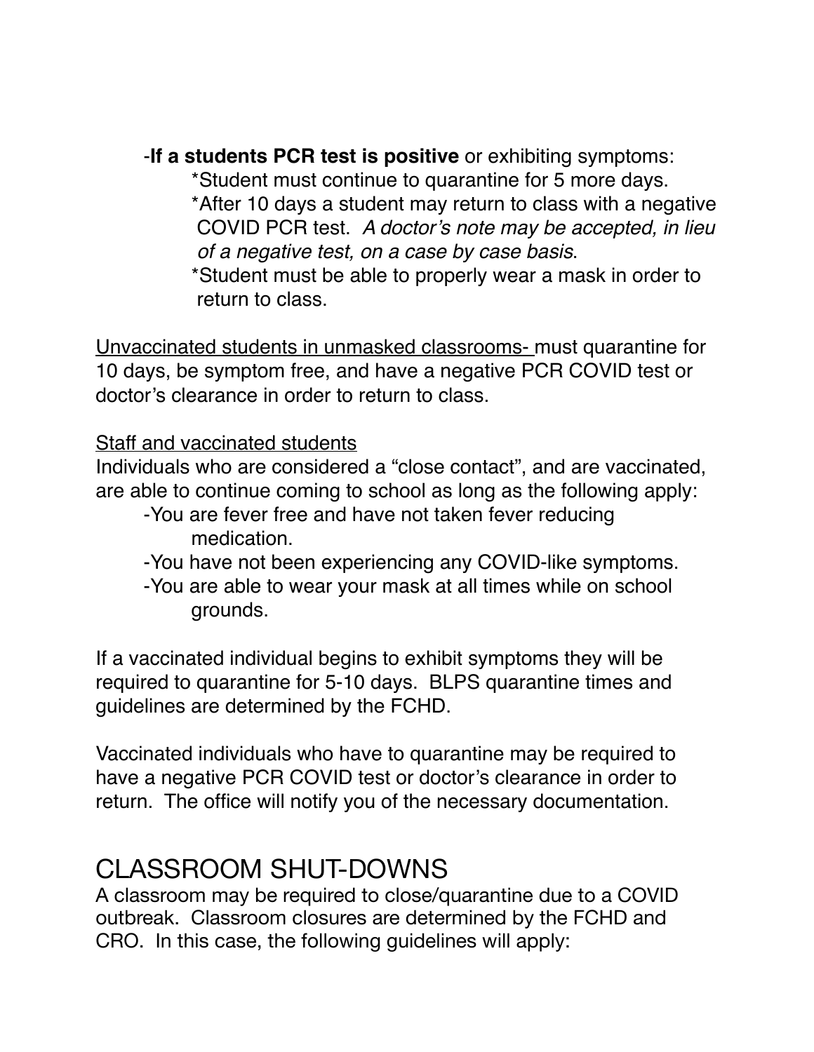-**If a students PCR test is positive** or exhibiting symptoms:

- *Student must continue to quarantine for 5 more days.
- *After 10 days a student may return to class with a negative COVID PCR test. *A doctor's note may be accepted, in lieu of a negative test, on a case by case basis*.
- *Student must be able to properly wear a mask in order to return to class.

<u>Unvaccinated students in unmasked classrooms-</u> must quarantine for 10 days, be symptom free, and have a negative PCR COVID test or doctor's clearance in order to return to class.

<u>Staff and vaccinated students</u>

Individuals who are considered a "close contact", and are vaccinated, are able to continue coming to school as long as the following apply:

- -You are fever free and have not taken fever reducing medication.
- -You have not been experiencing any COVID-like symptoms.
- -You are able to wear your mask at all times while on school grounds.

If a vaccinated individual begins to exhibit symptoms they will be required to quarantine for 5-10 days. BLPS quarantine times and guidelines are determined by the FCHD.

Vaccinated individuals who have to quarantine may be required to have a negative PCR COVID test or doctor's clearance in order to return. The office will notify you of the necessary documentation.

## CLASSROOM SHUT-DOWNS

A classroom may be required to close/quarantine due to a COVID outbreak. Classroom closures are determined by the FCHD and CRO. In this case, the following guidelines will apply: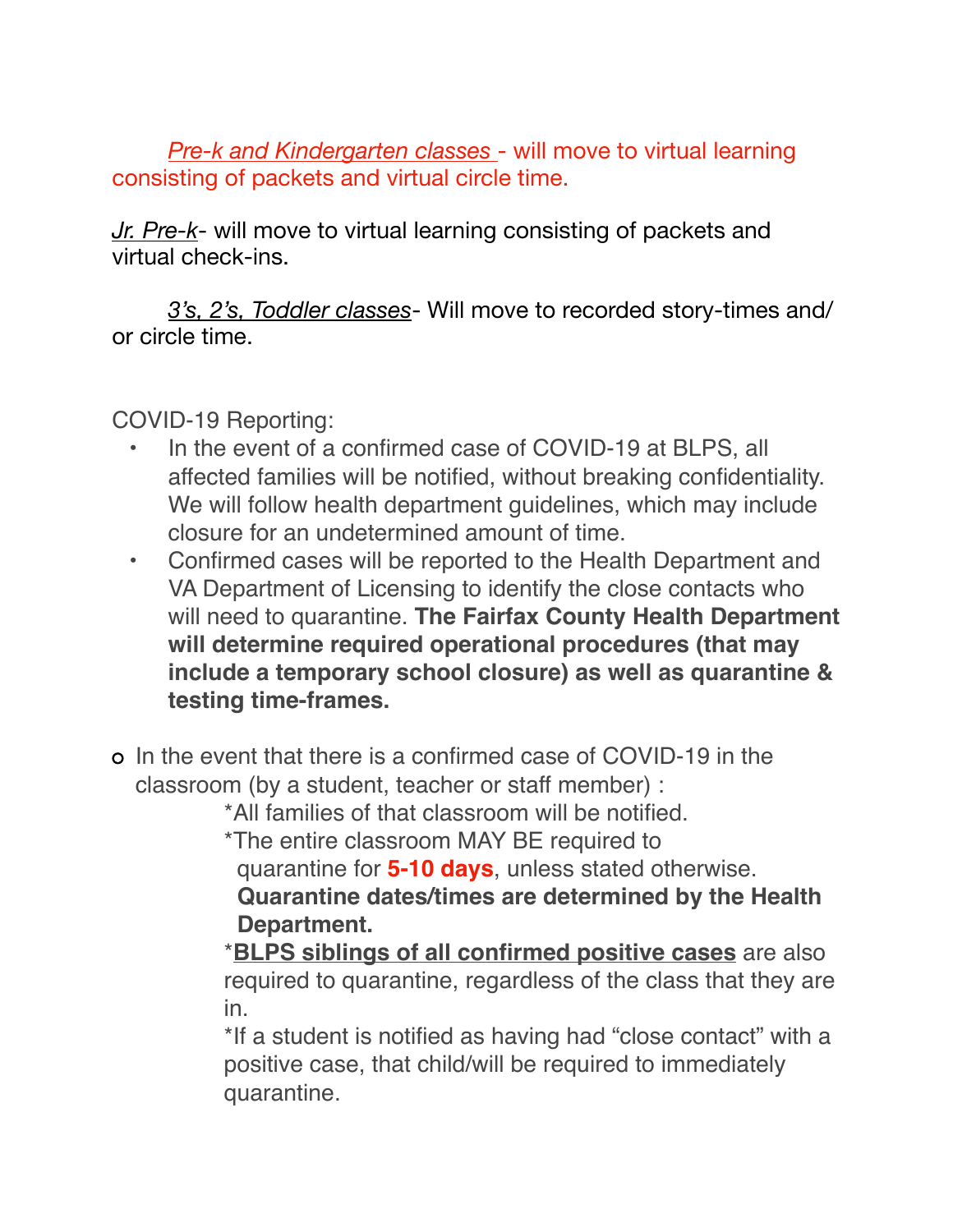*Pre-k and Kindergarten classes* - will move to virtual learning consisting of packets and virtual circle time.

*Jr. Pre-k*- will move to virtual learning consisting of packets and virtual check-ins.

*3's, 2's, Toddler classes*- Will move to recorded story-times and/or circle time.

COVID-19 Reporting:

- In the event of a confirmed case of COVID-19 at BLPS, all affected families will be notified, without breaking confidentiality. We will follow health department guidelines, which may include closure for an undetermined amount of time.
- Confirmed cases will be reported to the Health Department and VA Department of Licensing to identify the close contacts who will need to quarantine. **The Fairfax County Health Department will determine required operational procedures (that may include a temporary school closure) as well as quarantine & testing time-frames.**

- In the event that there is a confirmed case of COVID-19 in the classroom (by a student, teacher or staff member) :

  *All families of that classroom will be notified.

  *The entire classroom MAY BE required to quarantine for **5-10 days**, unless stated otherwise. **Quarantine dates/times are determined by the Health Department.**

  ***BLPS siblings of all confirmed positive cases** are also required to quarantine, regardless of the class that they are in.

  *If a student is notified as having had "close contact" with a positive case, that child/will be required to immediately quarantine.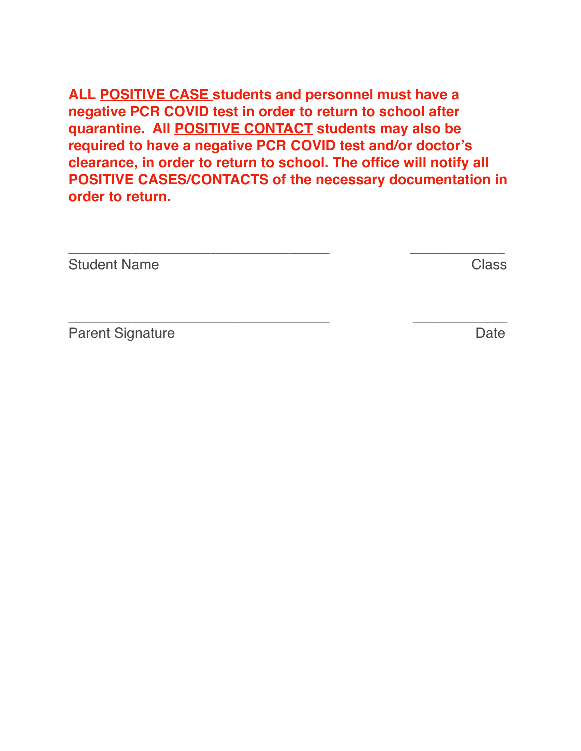**ALL <u>POSITIVE CASE</u> students and personnel must have a negative PCR COVID test in order to return to school after quarantine. All <u>POSITIVE CONTACT</u> students may also be required to have a negative PCR COVID test and/or doctor's clearance, in order to return to school. The office will notify all POSITIVE CASES/CONTACTS of the necessary documentation in order to return.**

_________________________________ _____________

Student Name Class

_________________________________ _____________

Parent Signature Date